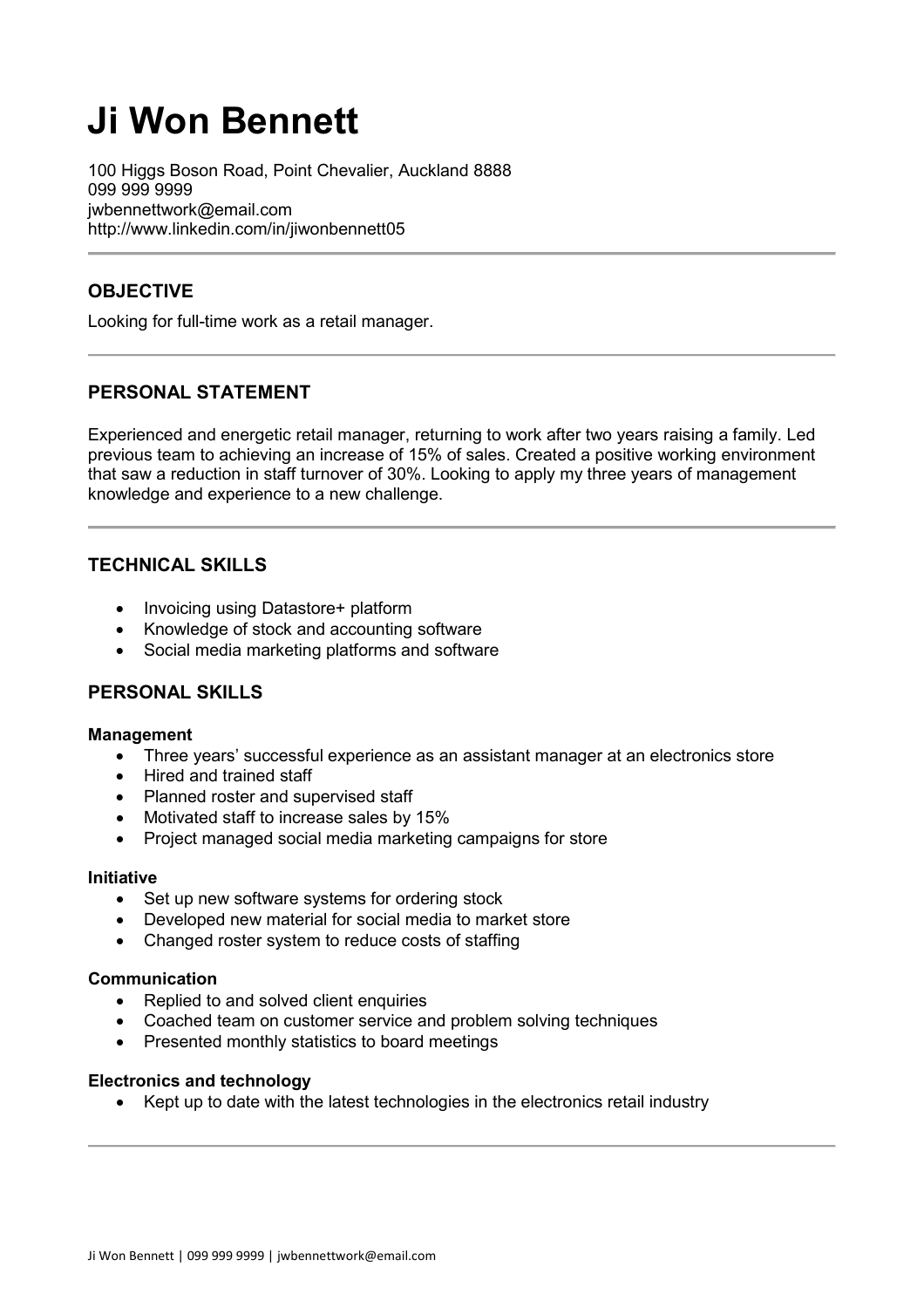# Ji Won Bennett

100 Higgs Boson Road, Point Chevalier, Auckland 8888
099 999 9999
jwbennettwork@email.com
http://www.linkedin.com/in/jiwonbennett05

---

## OBJECTIVE

Looking for full-time work as a retail manager.

---

## PERSONAL STATEMENT

Experienced and energetic retail manager, returning to work after two years raising a family. Led previous team to achieving an increase of 15% of sales. Created a positive working environment that saw a reduction in staff turnover of 30%. Looking to apply my three years of management knowledge and experience to a new challenge.

---

## TECHNICAL SKILLS

- Invoicing using Datastore+ platform
- Knowledge of stock and accounting software
- Social media marketing platforms and software

## PERSONAL SKILLS

**Management**

- Three years' successful experience as an assistant manager at an electronics store
- Hired and trained staff
- Planned roster and supervised staff
- Motivated staff to increase sales by 15%
- Project managed social media marketing campaigns for store

**Initiative**

- Set up new software systems for ordering stock
- Developed new material for social media to market store
- Changed roster system to reduce costs of staffing

**Communication**

- Replied to and solved client enquiries
- Coached team on customer service and problem solving techniques
- Presented monthly statistics to board meetings

**Electronics and technology**

- Kept up to date with the latest technologies in the electronics retail industry

---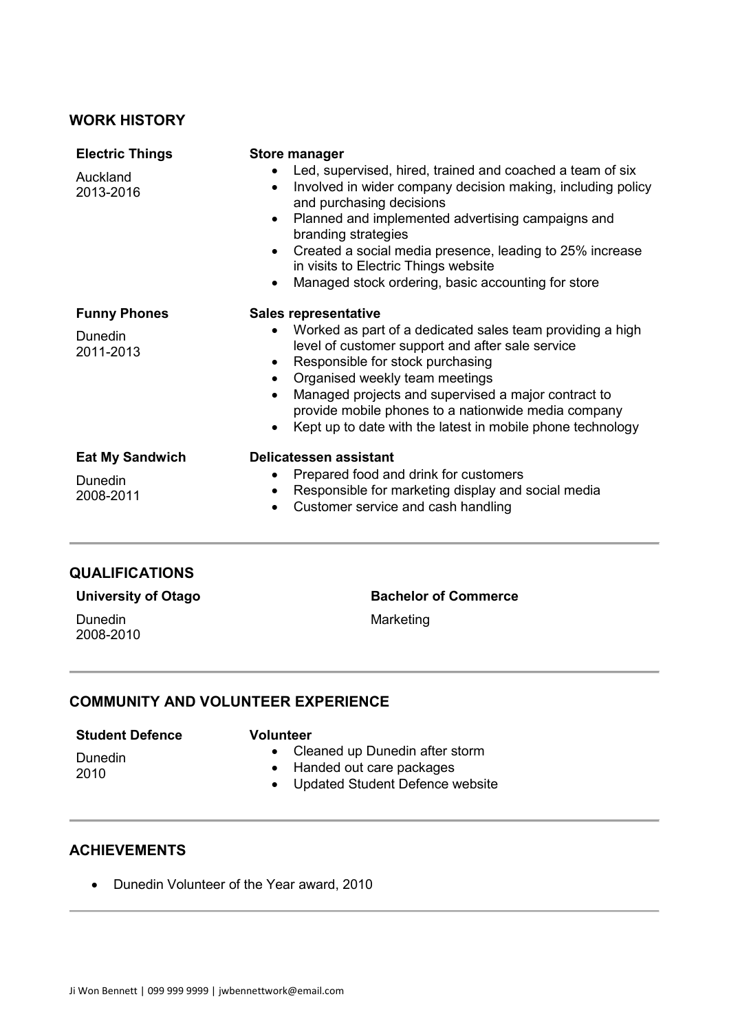## WORK HISTORY

**Electric Things**
Auckland
2013-2016

**Store manager**

- Led, supervised, hired, trained and coached a team of six
- Involved in wider company decision making, including policy and purchasing decisions
- Planned and implemented advertising campaigns and branding strategies
- Created a social media presence, leading to 25% increase in visits to Electric Things website
- Managed stock ordering, basic accounting for store

**Funny Phones**
Dunedin
2011-2013

**Sales representative**

- Worked as part of a dedicated sales team providing a high level of customer support and after sale service
- Responsible for stock purchasing
- Organised weekly team meetings
- Managed projects and supervised a major contract to provide mobile phones to a nationwide media company
- Kept up to date with the latest in mobile phone technology

**Eat My Sandwich**
Dunedin
2008-2011

**Delicatessen assistant**

- Prepared food and drink for customers
- Responsible for marketing display and social media
- Customer service and cash handling

---

## QUALIFICATIONS

**University of Otago**
Dunedin
2008-2010

**Bachelor of Commerce**
Marketing

---

## COMMUNITY AND VOLUNTEER EXPERIENCE

**Student Defence**
Dunedin
2010

**Volunteer**

- Cleaned up Dunedin after storm
- Handed out care packages
- Updated Student Defence website

---

## ACHIEVEMENTS

- Dunedin Volunteer of the Year award, 2010

---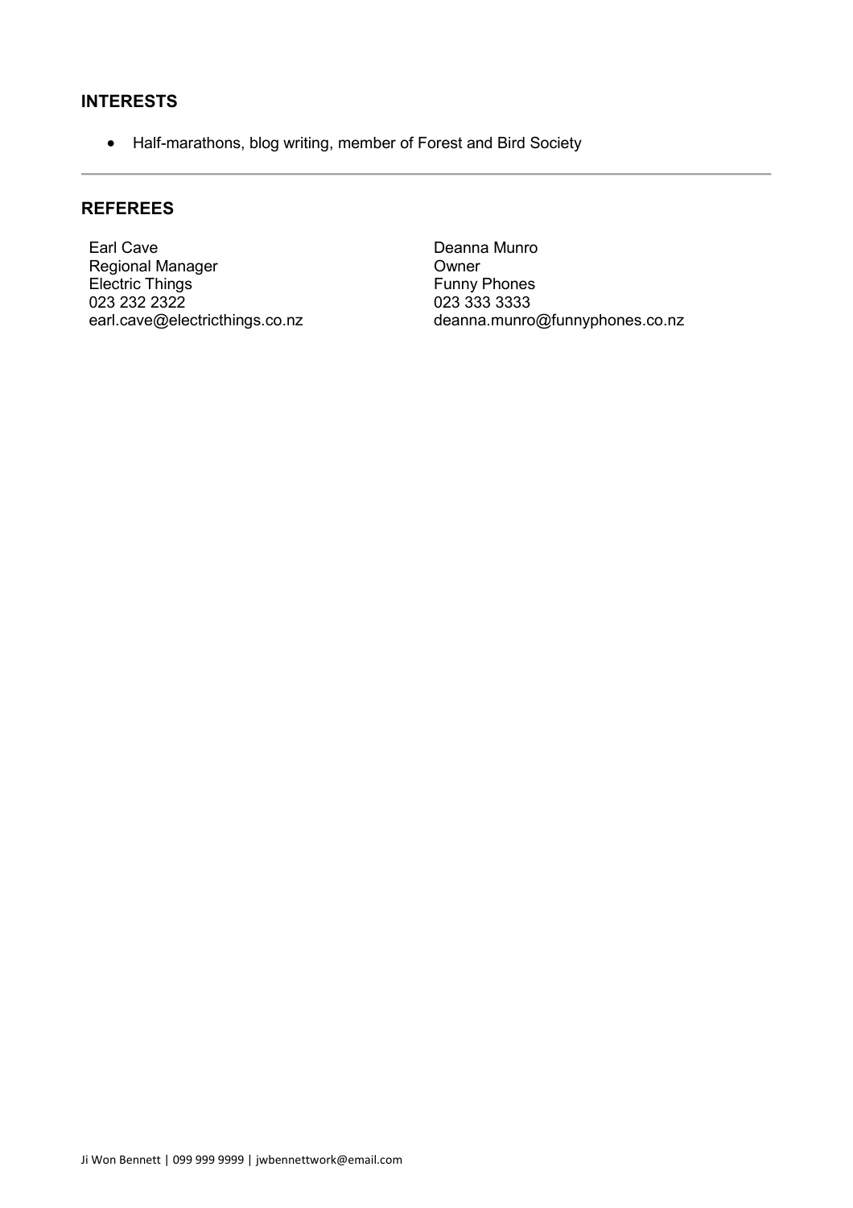## INTERESTS

- Half-marathons, blog writing, member of Forest and Bird Society

---

## REFEREES

Earl Cave
Regional Manager
Electric Things
023 232 2322
earl.cave@electricthings.co.nz

Deanna Munro
Owner
Funny Phones
023 333 3333
deanna.munro@funnyphones.co.nz